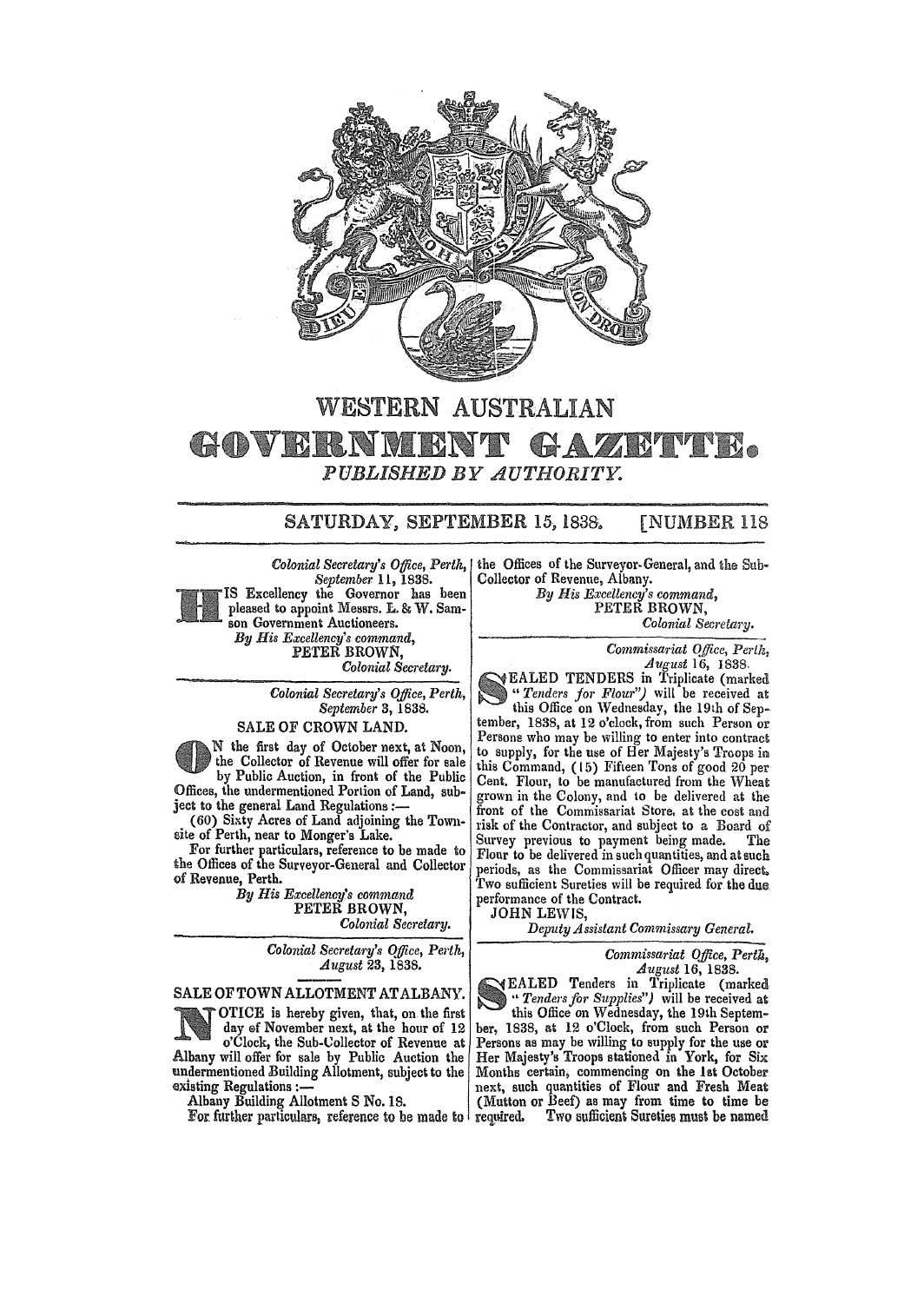# WESTERN AUSTRALIAN

# GOVERNMENT GAZETTE.

*PUBLISHED BY AUTHORITY.*

SATURDAY, SEPTEMBER 15, 1838. [NUMBER 118

*Colonial Secretary's Office, Perth, September 11, 1838.*

HIS Excellency the Governor has been pleased to appoint Messrs. L. & W. Samson Government Auctioneers.

*By His Excellency's command,*
PETER BROWN,
*Colonial Secretary.*

---

*Colonial Secretary's Office, Perth, September 3, 1838.*

SALE OF CROWN LAND.

ON the first day of October next, at Noon, the Collector of Revenue will offer for sale by Public Auction, in front of the Public Offices, the undermentioned Portion of Land, subject to the general Land Regulations:—

(60) Sixty Acres of Land adjoining the Townsite of Perth, near to Monger's Lake.

For further particulars, reference to be made to the Offices of the Surveyor-General and Collector of Revenue, Perth.

*By His Excellency's command*
PETER BROWN,
*Colonial Secretary.*

---

*Colonial Secretary's Office, Perth, August 23, 1838.*

SALE OF TOWN ALLOTMENT AT ALBANY.

NOTICE is hereby given, that, on the first day of November next, at the hour of 12 o'Clock, the Sub-Collector of Revenue at Albany will offer for sale by Public Auction the undermentioned Building Allotment, subject to the existing Regulations:—

Albany Building Allotment S No. 18.

For further particulars, reference to be made to the Offices of the Surveyor-General, and the Sub-Collector of Revenue, Albany.

*By His Excellency's command,*
PETER BROWN,
*Colonial Secretary.*

---

*Commissariat Office, Perth, August 16, 1838.*

SEALED TENDERS in Triplicate (marked "*Tenders for Flour*") will be received at this Office on Wednesday, the 19th of September, 1838, at 12 o'clock, from such Person or Persons who may be willing to enter into contract to supply, for the use of Her Majesty's Troops in this Command, (15) Fifteen Tons of good 20 per Cent. Flour, to be manufactured from the Wheat grown in the Colony, and to be delivered at the front of the Commissariat Store, at the cost and risk of the Contractor, and subject to a Board of Survey previous to payment being made. The Flour to be delivered in such quantities, and at such periods, as the Commissariat Officer may direct. Two sufficient Sureties will be required for the due performance of the Contract.

JOHN LEWIS,
*Deputy Assistant Commissary General.*

---

*Commissariat Office, Perth, August 16, 1838.*

SEALED Tenders in Triplicate (marked "*Tenders for Supplies*") will be received at this Office on Wednesday, the 19th September, 1838, at 12 o'Clock, from such Person or Persons as may be willing to supply for the use of Her Majesty's Troops stationed in York, for Six Months certain, commencing on the 1st October next, such quantities of Flour and Fresh Meat (Mutton or Beef) as may from time to time be required. Two sufficient Sureties must be named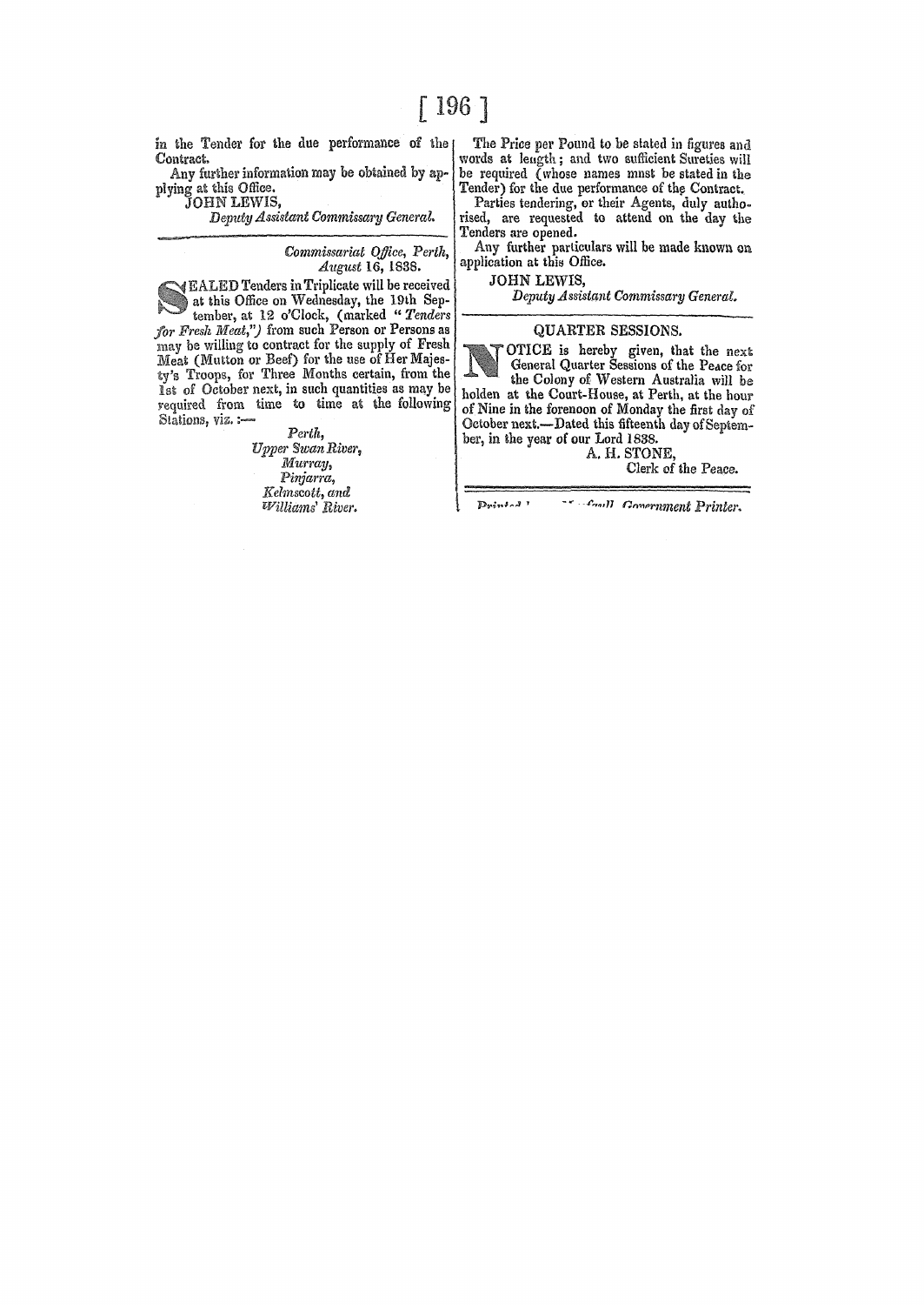in the Tender for the due performance of the Contract.

Any further information may be obtained by applying at this Office.

JOHN LEWIS,

*Deputy Assistant Commissary General.*

---

*Commissariat Office, Perth,*
*August* 16, 1838.

SEALED Tenders in Triplicate will be received at this Office on Wednesday, the 19th September, at 12 o'Clock, (marked "*Tenders for Fresh Meat*,") from such Person or Persons as may be willing to contract for the supply of Fresh Meat (Mutton or Beef) for the use of Her Majesty's Troops, for Three Months certain, from the 1st of October next, in such quantities as may be required from time to time at the following Stations, viz. :—

*Perth,*
*Upper Swan River,*
*Murray,*
*Pinjarra,*
*Kelmscott, and*
*Williams' River.*

The Price per Pound to be stated in figures and words at length; and two sufficient Sureties will be required (whose names must be stated in the Tender) for the due performance of the Contract.

Parties tendering, or their Agents, duly authorised, are requested to attend on the day the Tenders are opened.

Any further particulars will be made known on application at this Office.

JOHN LEWIS,

*Deputy Assistant Commissary General.*

---

## QUARTER SESSIONS.

NOTICE is hereby given, that the next General Quarter Sessions of the Peace for the Colony of Western Australia will be holden at the Court-House, at Perth, at the hour of Nine in the forenoon of Monday the first day of October next.—Dated this fifteenth day of September, in the year of our Lord 1838.

A. H. STONE,
Clerk of the Peace.

---

Printed ... ...fall *Government Printer.*